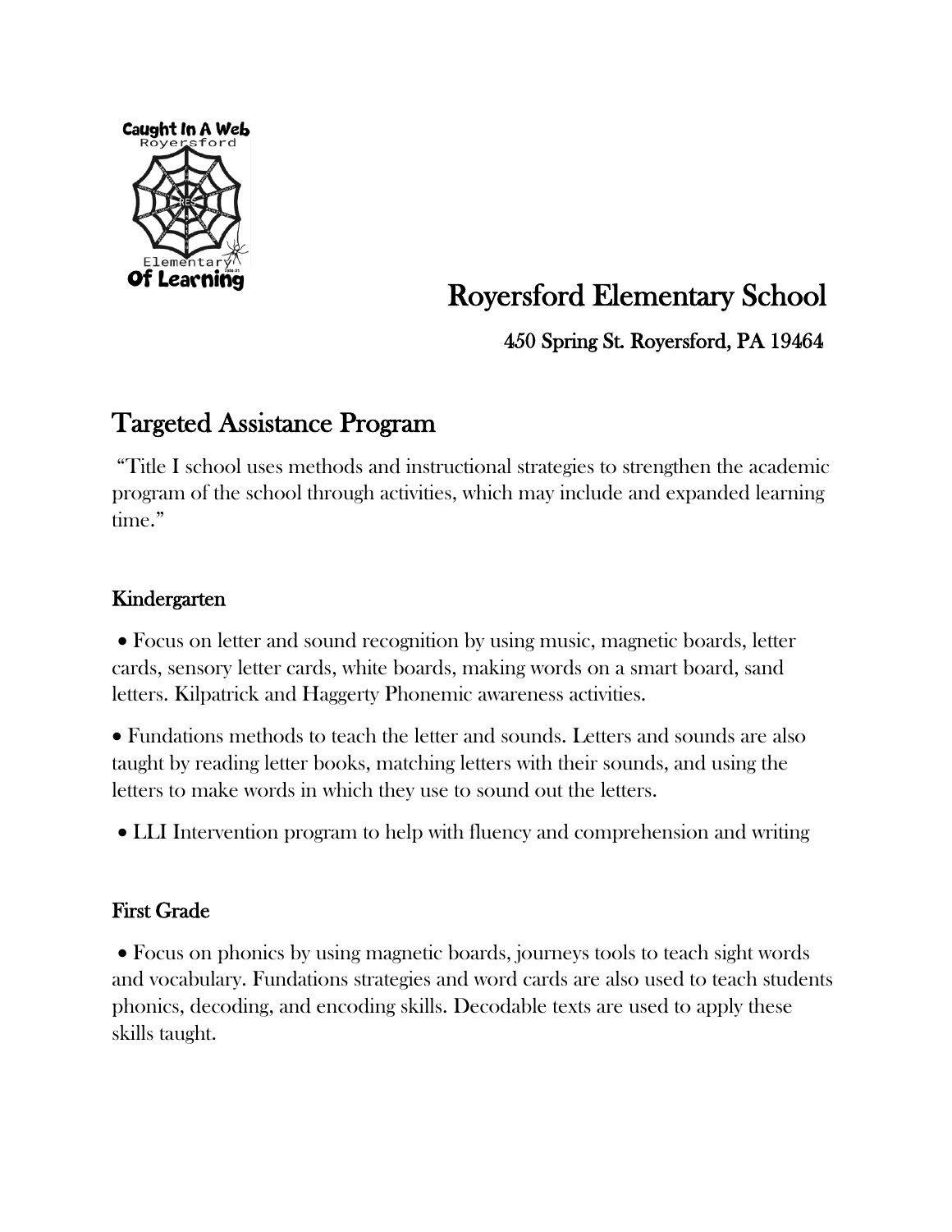# Royersford Elementary School

450 Spring St. Royersford, PA 19464

## Targeted Assistance Program

"Title I school uses methods and instructional strategies to strengthen the academic program of the school through activities, which may include and expanded learning time."

### Kindergarten

- Focus on letter and sound recognition by using music, magnetic boards, letter cards, sensory letter cards, white boards, making words on a smart board, sand letters. Kilpatrick and Haggerty Phonemic awareness activities.
- Fundations methods to teach the letter and sounds. Letters and sounds are also taught by reading letter books, matching letters with their sounds, and using the letters to make words in which they use to sound out the letters.
- LLI Intervention program to help with fluency and comprehension and writing

### First Grade

- Focus on phonics by using magnetic boards, journeys tools to teach sight words and vocabulary. Fundations strategies and word cards are also used to teach students phonics, decoding, and encoding skills. Decodable texts are used to apply these skills taught.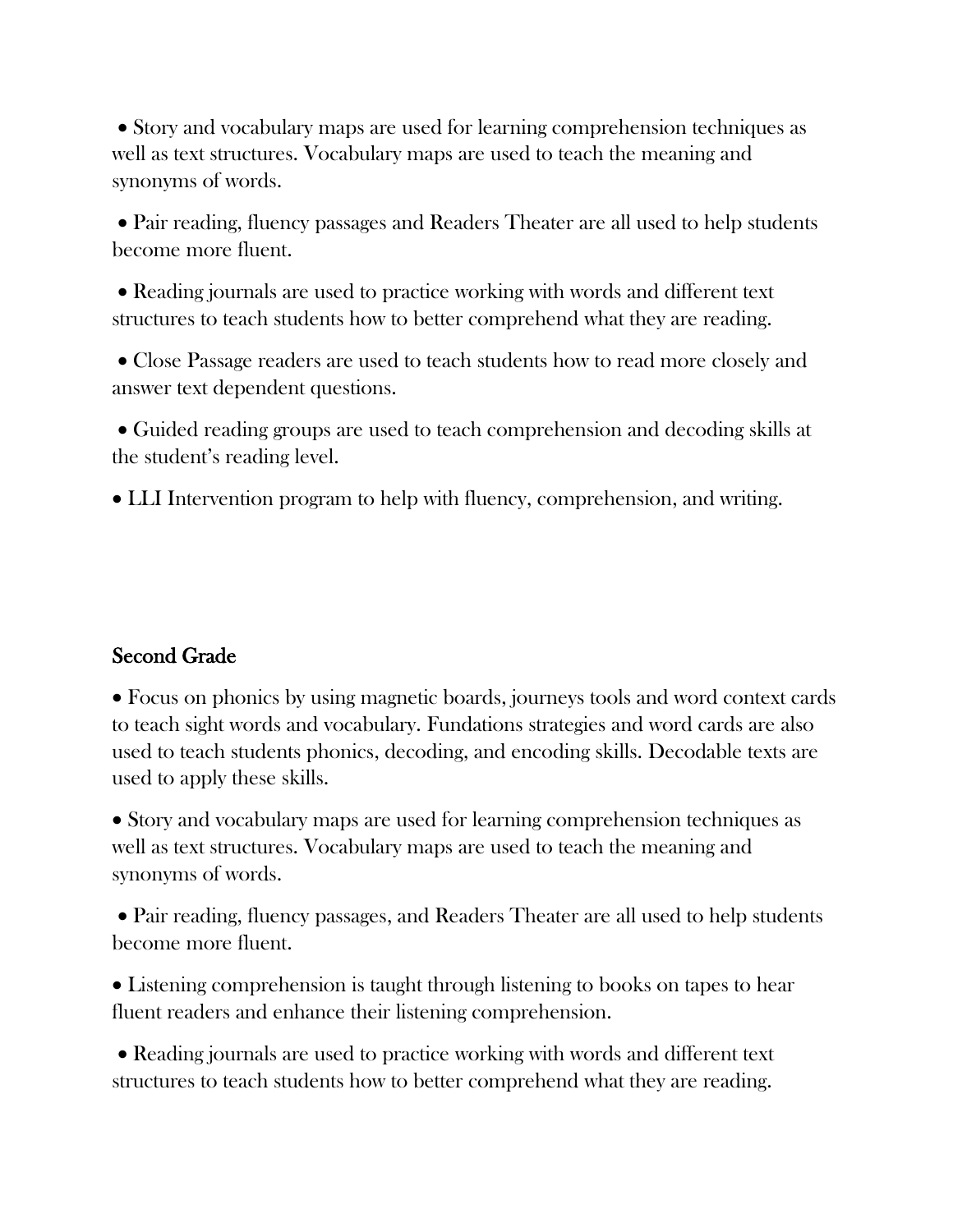- Story and vocabulary maps are used for learning comprehension techniques as well as text structures. Vocabulary maps are used to teach the meaning and synonyms of words.
- Pair reading, fluency passages and Readers Theater are all used to help students become more fluent.
- Reading journals are used to practice working with words and different text structures to teach students how to better comprehend what they are reading.
- Close Passage readers are used to teach students how to read more closely and answer text dependent questions.
- Guided reading groups are used to teach comprehension and decoding skills at the student's reading level.
- LLI Intervention program to help with fluency, comprehension, and writing.

## Second Grade

- Focus on phonics by using magnetic boards, journeys tools and word context cards to teach sight words and vocabulary. Fundations strategies and word cards are also used to teach students phonics, decoding, and encoding skills. Decodable texts are used to apply these skills.
- Story and vocabulary maps are used for learning comprehension techniques as well as text structures. Vocabulary maps are used to teach the meaning and synonyms of words.
- Pair reading, fluency passages, and Readers Theater are all used to help students become more fluent.
- Listening comprehension is taught through listening to books on tapes to hear fluent readers and enhance their listening comprehension.
- Reading journals are used to practice working with words and different text structures to teach students how to better comprehend what they are reading.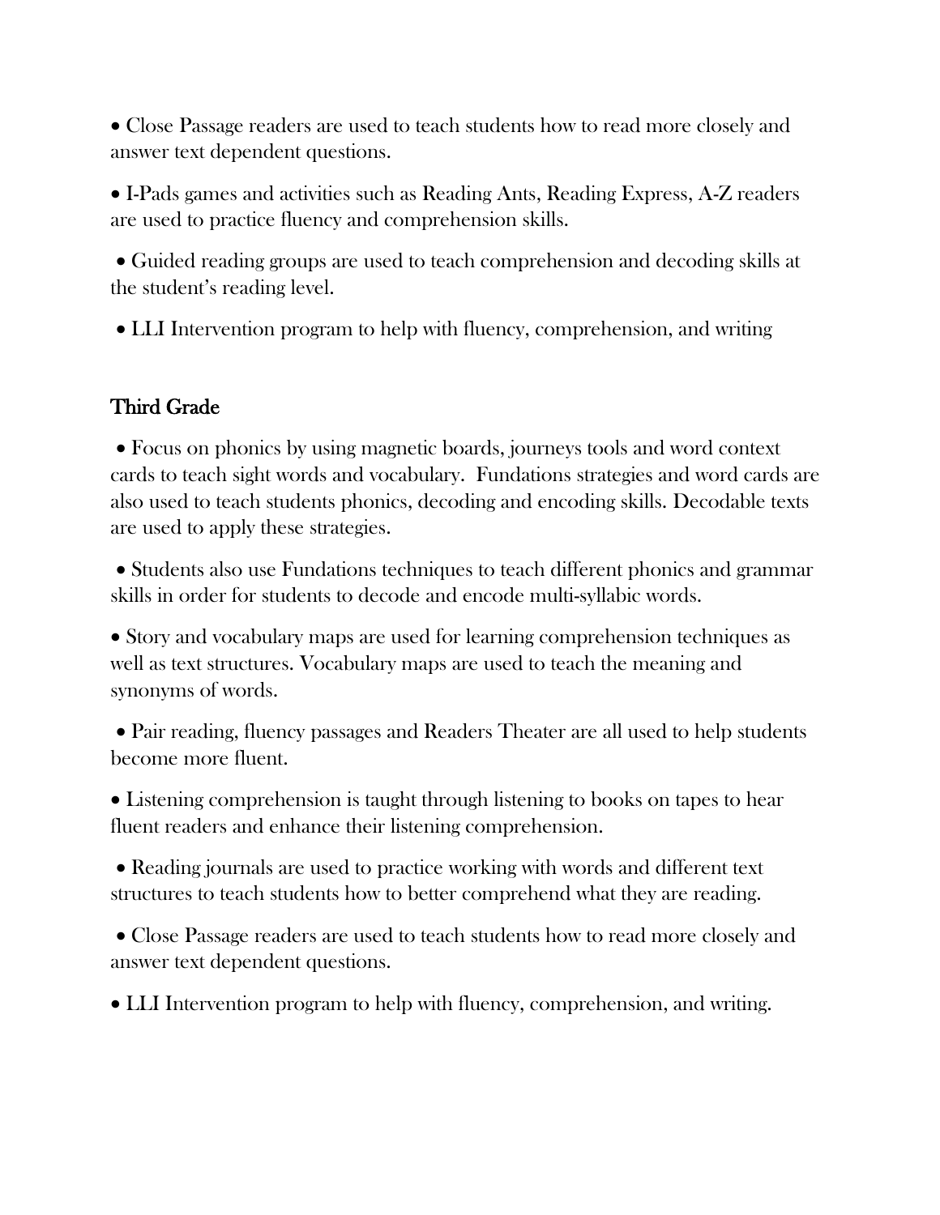- Close Passage readers are used to teach students how to read more closely and answer text dependent questions.
- I-Pads games and activities such as Reading Ants, Reading Express, A-Z readers are used to practice fluency and comprehension skills.
- Guided reading groups are used to teach comprehension and decoding skills at the student's reading level.
- LLI Intervention program to help with fluency, comprehension, and writing

## Third Grade

- Focus on phonics by using magnetic boards, journeys tools and word context cards to teach sight words and vocabulary. Fundations strategies and word cards are also used to teach students phonics, decoding and encoding skills. Decodable texts are used to apply these strategies.
- Students also use Fundations techniques to teach different phonics and grammar skills in order for students to decode and encode multi-syllabic words.
- Story and vocabulary maps are used for learning comprehension techniques as well as text structures. Vocabulary maps are used to teach the meaning and synonyms of words.
- Pair reading, fluency passages and Readers Theater are all used to help students become more fluent.
- Listening comprehension is taught through listening to books on tapes to hear fluent readers and enhance their listening comprehension.
- Reading journals are used to practice working with words and different text structures to teach students how to better comprehend what they are reading.
- Close Passage readers are used to teach students how to read more closely and answer text dependent questions.
- LLI Intervention program to help with fluency, comprehension, and writing.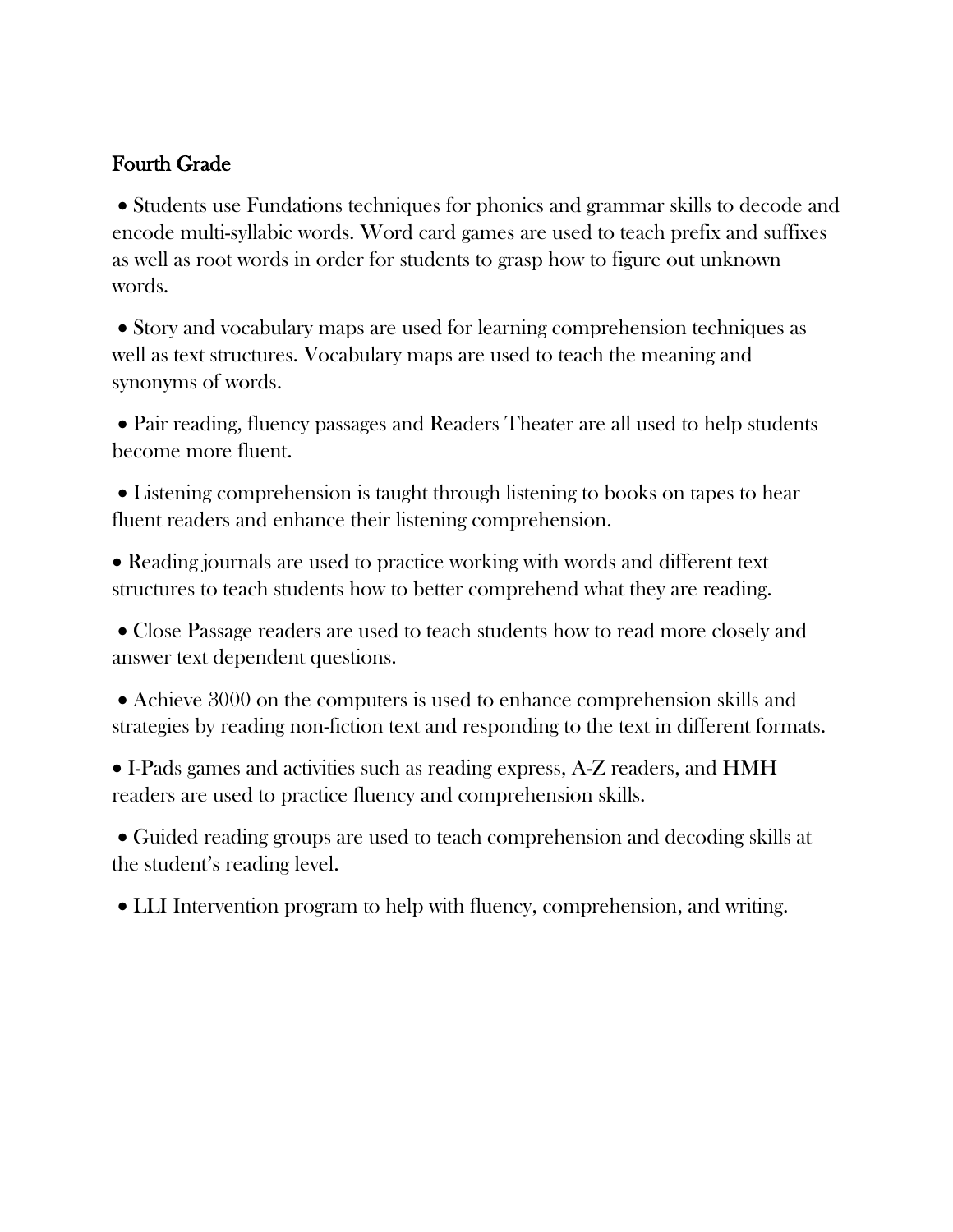## Fourth Grade

- Students use Fundations techniques for phonics and grammar skills to decode and encode multi-syllabic words. Word card games are used to teach prefix and suffixes as well as root words in order for students to grasp how to figure out unknown words.

- Story and vocabulary maps are used for learning comprehension techniques as well as text structures. Vocabulary maps are used to teach the meaning and synonyms of words.

- Pair reading, fluency passages and Readers Theater are all used to help students become more fluent.

- Listening comprehension is taught through listening to books on tapes to hear fluent readers and enhance their listening comprehension.

- Reading journals are used to practice working with words and different text structures to teach students how to better comprehend what they are reading.

- Close Passage readers are used to teach students how to read more closely and answer text dependent questions.

- Achieve 3000 on the computers is used to enhance comprehension skills and strategies by reading non-fiction text and responding to the text in different formats.

- I-Pads games and activities such as reading express, A-Z readers, and HMH readers are used to practice fluency and comprehension skills.

- Guided reading groups are used to teach comprehension and decoding skills at the student's reading level.

- LLI Intervention program to help with fluency, comprehension, and writing.